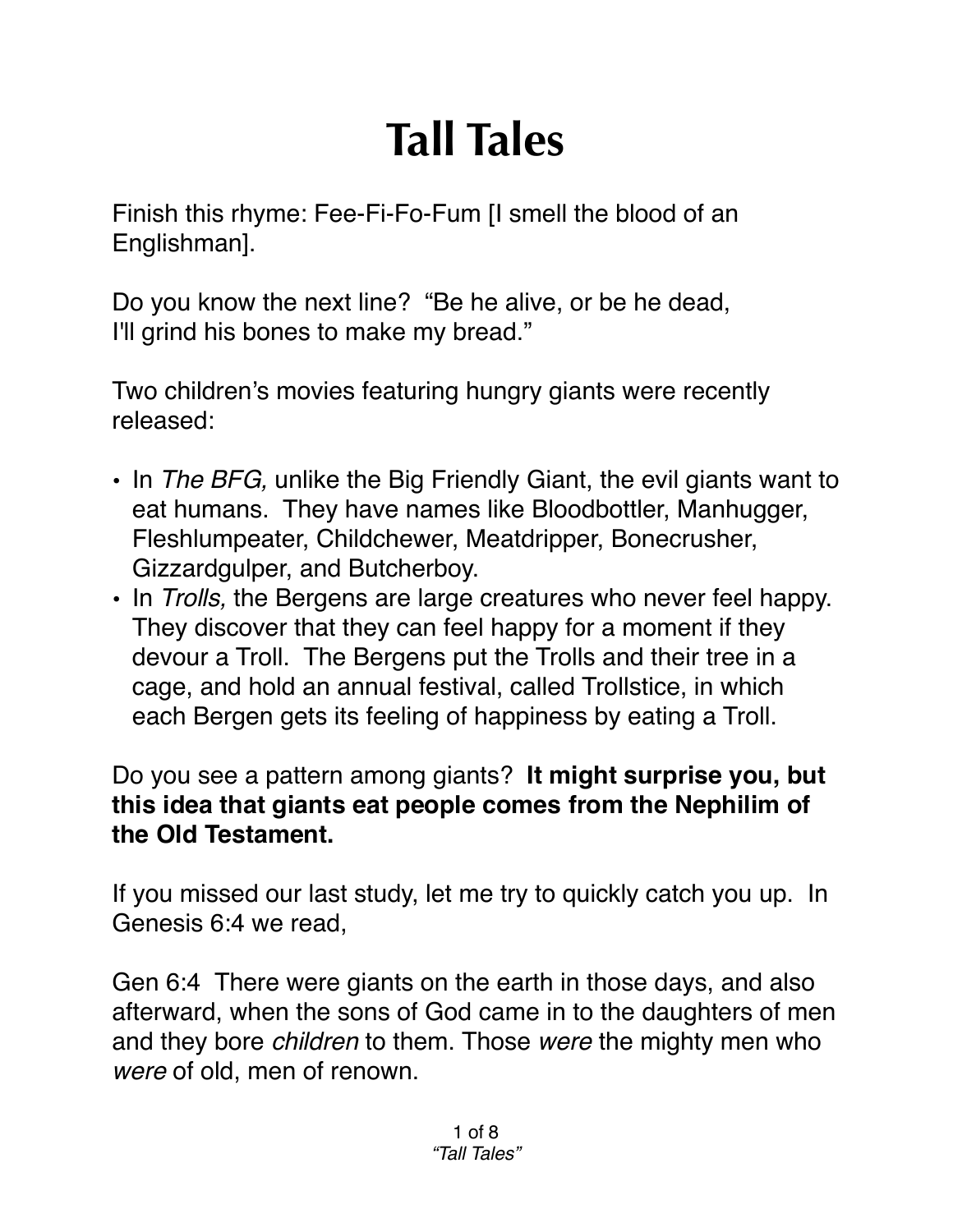# Tall Tales

Finish this rhyme: Fee-Fi-Fo-Fum [I smell the blood of an Englishman].

Do you know the next line? "Be he alive, or be he dead, I'll grind his bones to make my bread."

Two children's movies featuring hungry giants were recently released:

- In *The BFG,* unlike the Big Friendly Giant, the evil giants want to eat humans. They have names like Bloodbottler, Manhugger, Fleshlumpeater, Childchewer, Meatdripper, Bonecrusher, Gizzardgulper, and Butcherboy.
- In *Trolls,* the Bergens are large creatures who never feel happy. They discover that they can feel happy for a moment if they devour a Troll. The Bergens put the Trolls and their tree in a cage, and hold an annual festival, called Trollstice, in which each Bergen gets its feeling of happiness by eating a Troll.

Do you see a pattern among giants? **It might surprise you, but this idea that giants eat people comes from the Nephilim of the Old Testament.**

If you missed our last study, let me try to quickly catch you up. In Genesis 6:4 we read,

Gen 6:4 There were giants on the earth in those days, and also afterward, when the sons of God came in to the daughters of men and they bore *children* to them. Those *were* the mighty men who *were* of old, men of renown.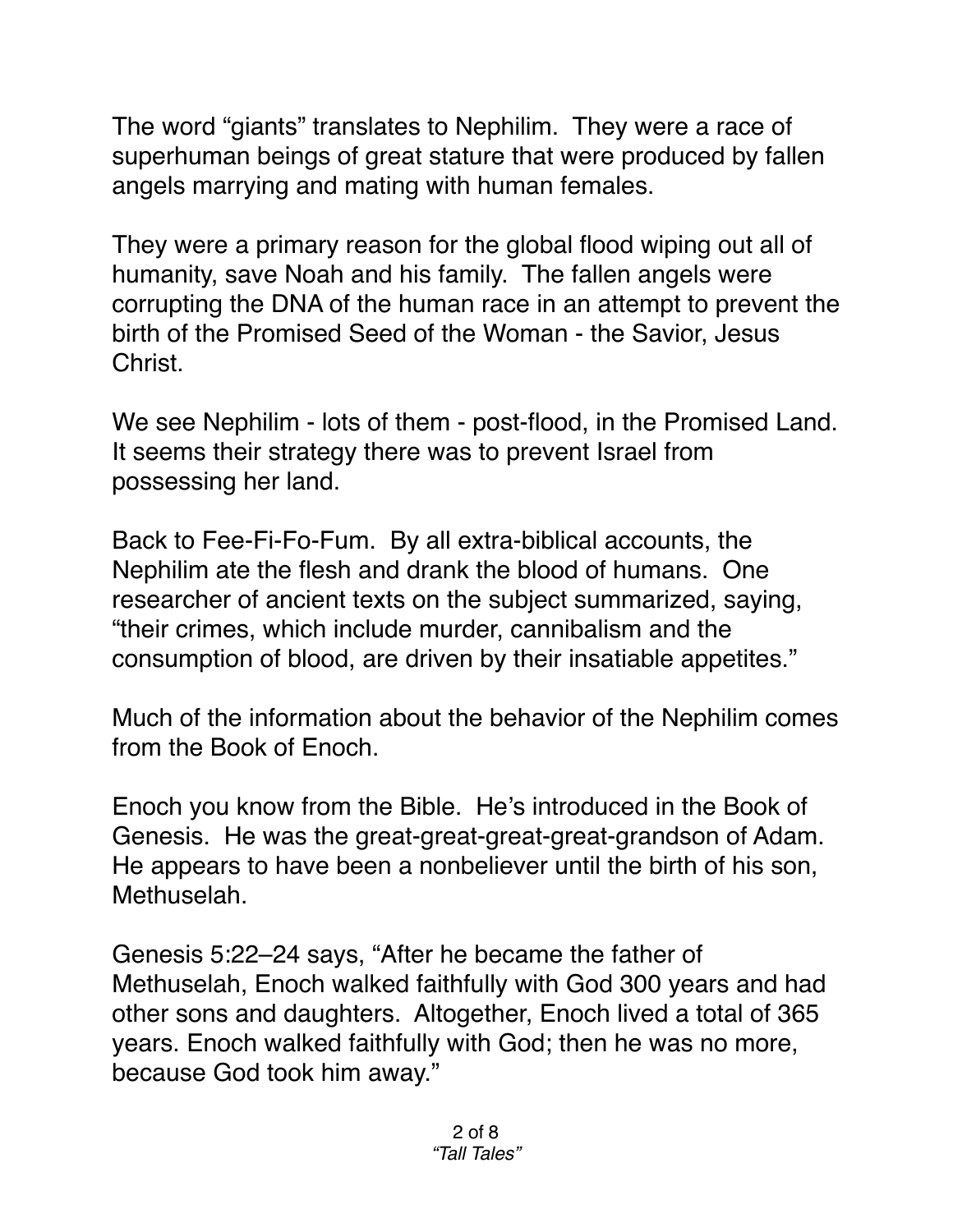The word "giants" translates to Nephilim. They were a race of superhuman beings of great stature that were produced by fallen angels marrying and mating with human females.

They were a primary reason for the global flood wiping out all of humanity, save Noah and his family. The fallen angels were corrupting the DNA of the human race in an attempt to prevent the birth of the Promised Seed of the Woman - the Savior, Jesus Christ.

We see Nephilim - lots of them - post-flood, in the Promised Land. It seems their strategy there was to prevent Israel from possessing her land.

Back to Fee-Fi-Fo-Fum. By all extra-biblical accounts, the Nephilim ate the flesh and drank the blood of humans. One researcher of ancient texts on the subject summarized, saying, "their crimes, which include murder, cannibalism and the consumption of blood, are driven by their insatiable appetites."

Much of the information about the behavior of the Nephilim comes from the Book of Enoch.

Enoch you know from the Bible. He's introduced in the Book of Genesis. He was the great-great-great-great-grandson of Adam. He appears to have been a nonbeliever until the birth of his son, Methuselah.

Genesis 5:22–24 says, "After he became the father of Methuselah, Enoch walked faithfully with God 300 years and had other sons and daughters. Altogether, Enoch lived a total of 365 years. Enoch walked faithfully with God; then he was no more, because God took him away."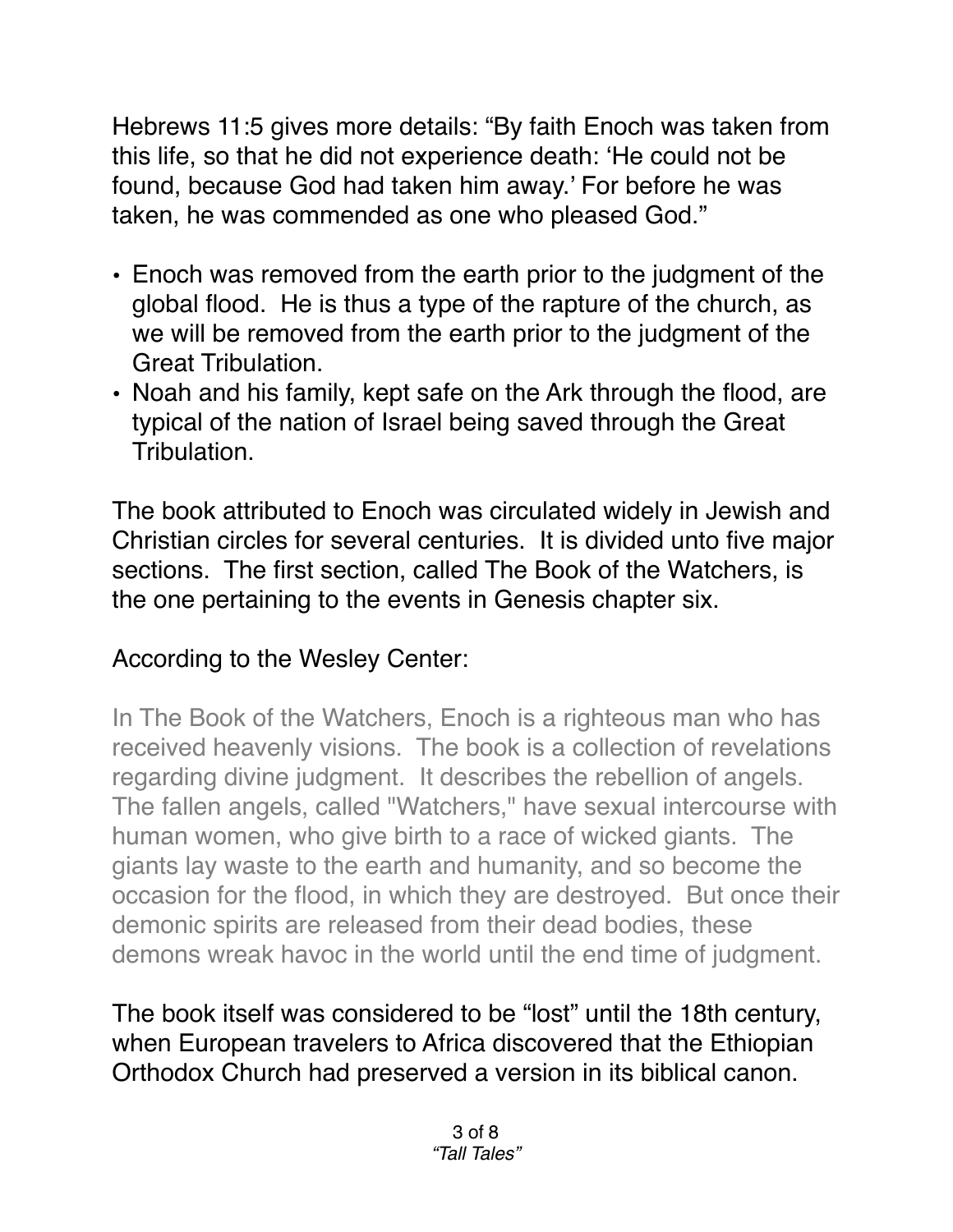Hebrews 11:5 gives more details: "By faith Enoch was taken from this life, so that he did not experience death: 'He could not be found, because God had taken him away.' For before he was taken, he was commended as one who pleased God."

- Enoch was removed from the earth prior to the judgment of the global flood. He is thus a type of the rapture of the church, as we will be removed from the earth prior to the judgment of the Great Tribulation.
- Noah and his family, kept safe on the Ark through the flood, are typical of the nation of Israel being saved through the Great Tribulation.

The book attributed to Enoch was circulated widely in Jewish and Christian circles for several centuries. It is divided unto five major sections. The first section, called The Book of the Watchers, is the one pertaining to the events in Genesis chapter six.

According to the Wesley Center:

> In The Book of the Watchers, Enoch is a righteous man who has received heavenly visions. The book is a collection of revelations regarding divine judgment. It describes the rebellion of angels. The fallen angels, called "Watchers," have sexual intercourse with human women, who give birth to a race of wicked giants. The giants lay waste to the earth and humanity, and so become the occasion for the flood, in which they are destroyed. But once their demonic spirits are released from their dead bodies, these demons wreak havoc in the world until the end time of judgment.

The book itself was considered to be "lost" until the 18th century, when European travelers to Africa discovered that the Ethiopian Orthodox Church had preserved a version in its biblical canon.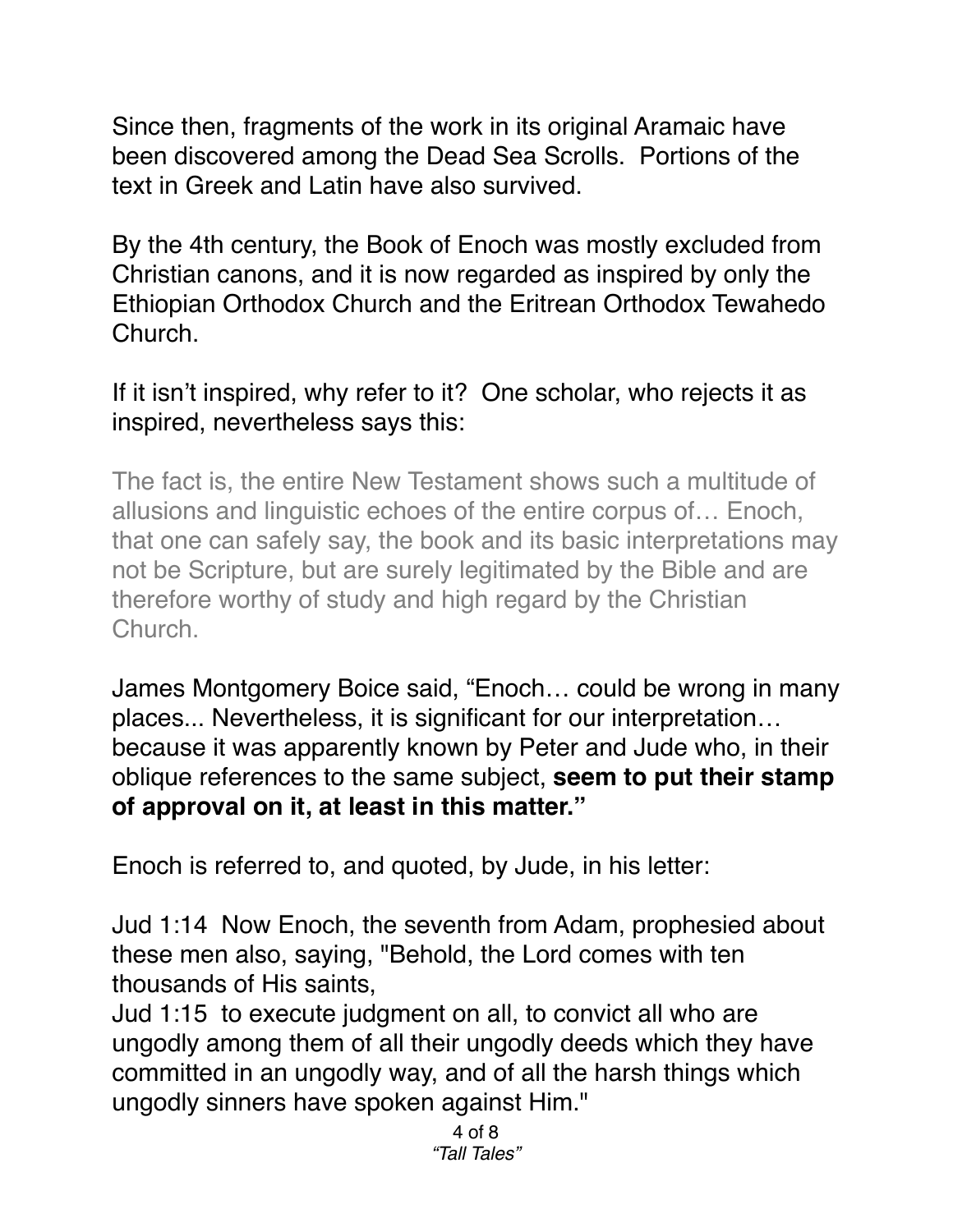Since then, fragments of the work in its original Aramaic have been discovered among the Dead Sea Scrolls. Portions of the text in Greek and Latin have also survived.

By the 4th century, the Book of Enoch was mostly excluded from Christian canons, and it is now regarded as inspired by only the Ethiopian Orthodox Church and the Eritrean Orthodox Tewahedo Church.

If it isn't inspired, why refer to it? One scholar, who rejects it as inspired, nevertheless says this:

> The fact is, the entire New Testament shows such a multitude of allusions and linguistic echoes of the entire corpus of… Enoch, that one can safely say, the book and its basic interpretations may not be Scripture, but are surely legitimated by the Bible and are therefore worthy of study and high regard by the Christian Church.

James Montgomery Boice said, "Enoch… could be wrong in many places... Nevertheless, it is significant for our interpretation… because it was apparently known by Peter and Jude who, in their oblique references to the same subject, **seem to put their stamp of approval on it, at least in this matter."**

Enoch is referred to, and quoted, by Jude, in his letter:

Jud 1:14 Now Enoch, the seventh from Adam, prophesied about these men also, saying, "Behold, the Lord comes with ten thousands of His saints,
Jud 1:15 to execute judgment on all, to convict all who are ungodly among them of all their ungodly deeds which they have committed in an ungodly way, and of all the harsh things which ungodly sinners have spoken against Him."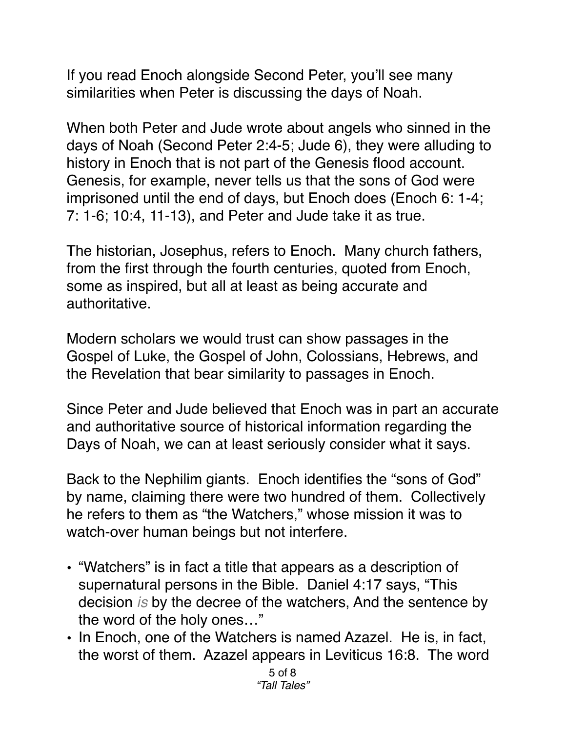If you read Enoch alongside Second Peter, you'll see many similarities when Peter is discussing the days of Noah.

When both Peter and Jude wrote about angels who sinned in the days of Noah (Second Peter 2:4-5; Jude 6), they were alluding to history in Enoch that is not part of the Genesis flood account. Genesis, for example, never tells us that the sons of God were imprisoned until the end of days, but Enoch does (Enoch 6: 1-4; 7: 1-6; 10:4, 11-13), and Peter and Jude take it as true.

The historian, Josephus, refers to Enoch. Many church fathers, from the first through the fourth centuries, quoted from Enoch, some as inspired, but all at least as being accurate and authoritative.

Modern scholars we would trust can show passages in the Gospel of Luke, the Gospel of John, Colossians, Hebrews, and the Revelation that bear similarity to passages in Enoch.

Since Peter and Jude believed that Enoch was in part an accurate and authoritative source of historical information regarding the Days of Noah, we can at least seriously consider what it says.

Back to the Nephilim giants. Enoch identifies the "sons of God" by name, claiming there were two hundred of them. Collectively he refers to them as "the Watchers," whose mission it was to watch-over human beings but not interfere.

- "Watchers" is in fact a title that appears as a description of supernatural persons in the Bible. Daniel 4:17 says, "This decision *is* by the decree of the watchers, And the sentence by the word of the holy ones…"
- In Enoch, one of the Watchers is named Azazel. He is, in fact, the worst of them. Azazel appears in Leviticus 16:8. The word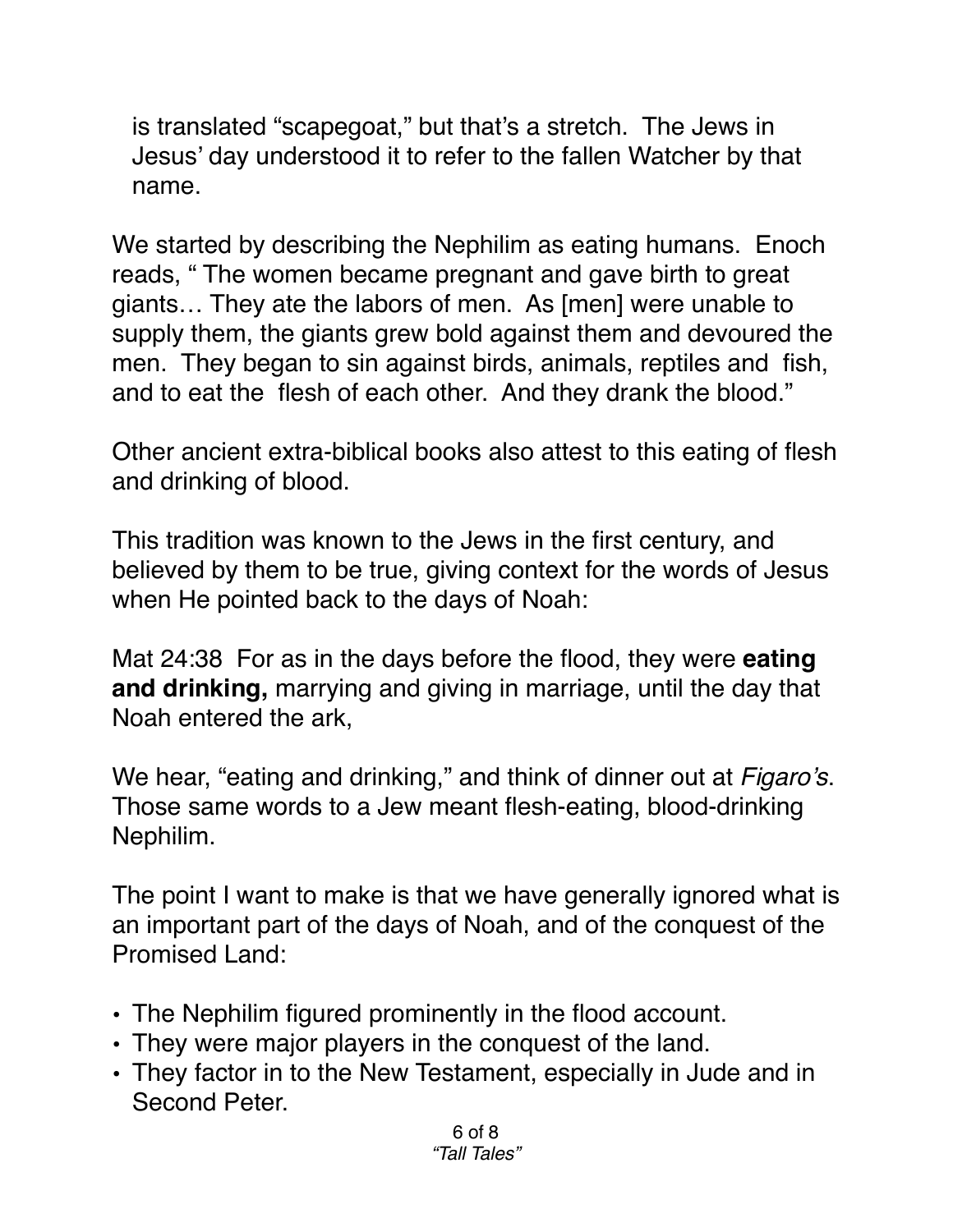is translated "scapegoat," but that's a stretch. The Jews in Jesus' day understood it to refer to the fallen Watcher by that name.

We started by describing the Nephilim as eating humans. Enoch reads, " The women became pregnant and gave birth to great giants… They ate the labors of men. As [men] were unable to supply them, the giants grew bold against them and devoured the men. They began to sin against birds, animals, reptiles and fish, and to eat the flesh of each other. And they drank the blood."

Other ancient extra-biblical books also attest to this eating of flesh and drinking of blood.

This tradition was known to the Jews in the first century, and believed by them to be true, giving context for the words of Jesus when He pointed back to the days of Noah:

Mat 24:38 For as in the days before the flood, they were **eating and drinking,** marrying and giving in marriage, until the day that Noah entered the ark,

We hear, "eating and drinking," and think of dinner out at *Figaro's*. Those same words to a Jew meant flesh-eating, blood-drinking Nephilim.

The point I want to make is that we have generally ignored what is an important part of the days of Noah, and of the conquest of the Promised Land:

- The Nephilim figured prominently in the flood account.
- They were major players in the conquest of the land.
- They factor in to the New Testament, especially in Jude and in Second Peter.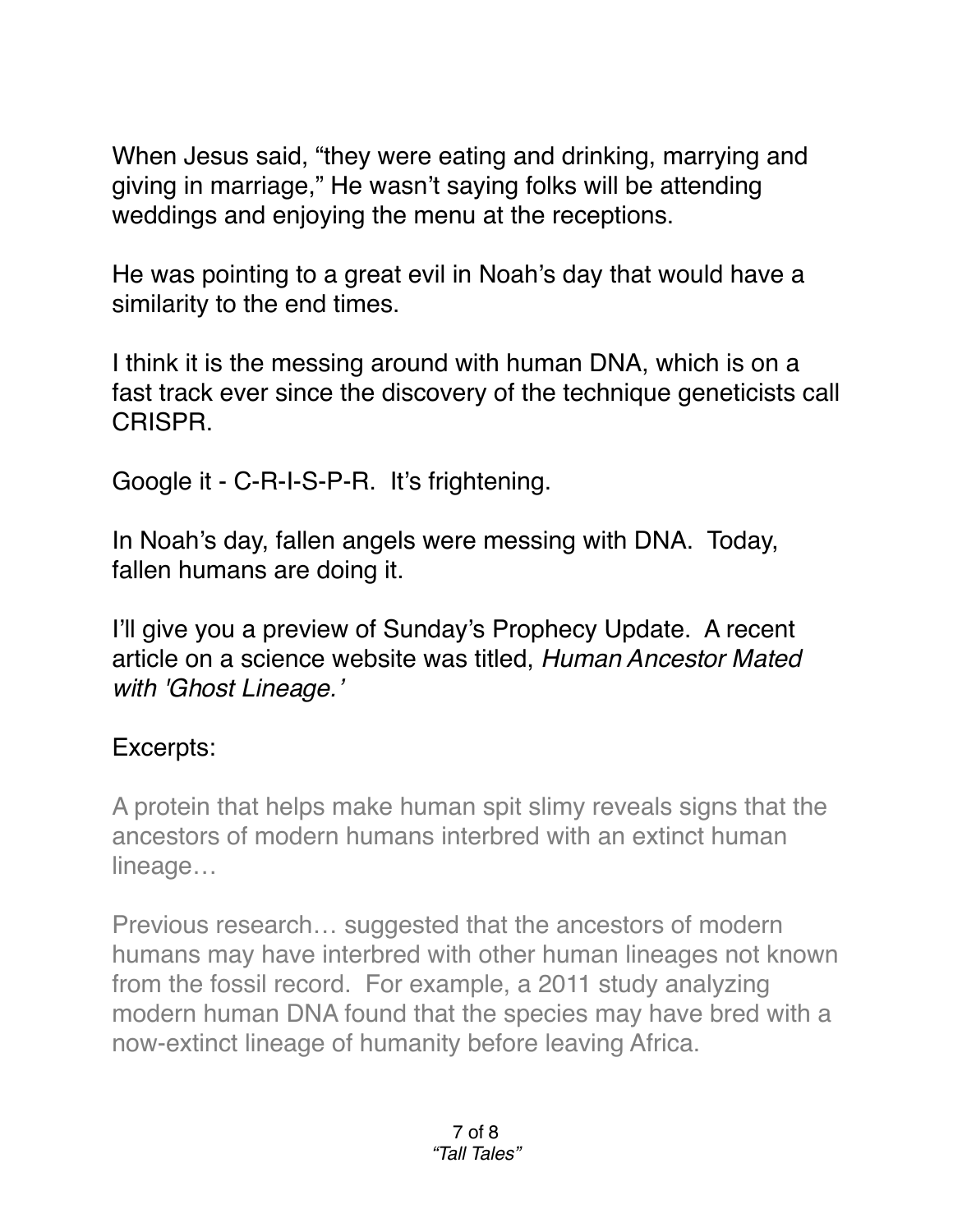When Jesus said, "they were eating and drinking, marrying and giving in marriage," He wasn't saying folks will be attending weddings and enjoying the menu at the receptions.

He was pointing to a great evil in Noah's day that would have a similarity to the end times.

I think it is the messing around with human DNA, which is on a fast track ever since the discovery of the technique geneticists call CRISPR.

Google it - C-R-I-S-P-R. It's frightening.

In Noah's day, fallen angels were messing with DNA. Today, fallen humans are doing it.

I'll give you a preview of Sunday's Prophecy Update. A recent article on a science website was titled, *Human Ancestor Mated with 'Ghost Lineage.'*

Excerpts:

> A protein that helps make human spit slimy reveals signs that the ancestors of modern humans interbred with an extinct human lineage…
>
> Previous research… suggested that the ancestors of modern humans may have interbred with other human lineages not known from the fossil record. For example, a 2011 study analyzing modern human DNA found that the species may have bred with a now-extinct lineage of humanity before leaving Africa.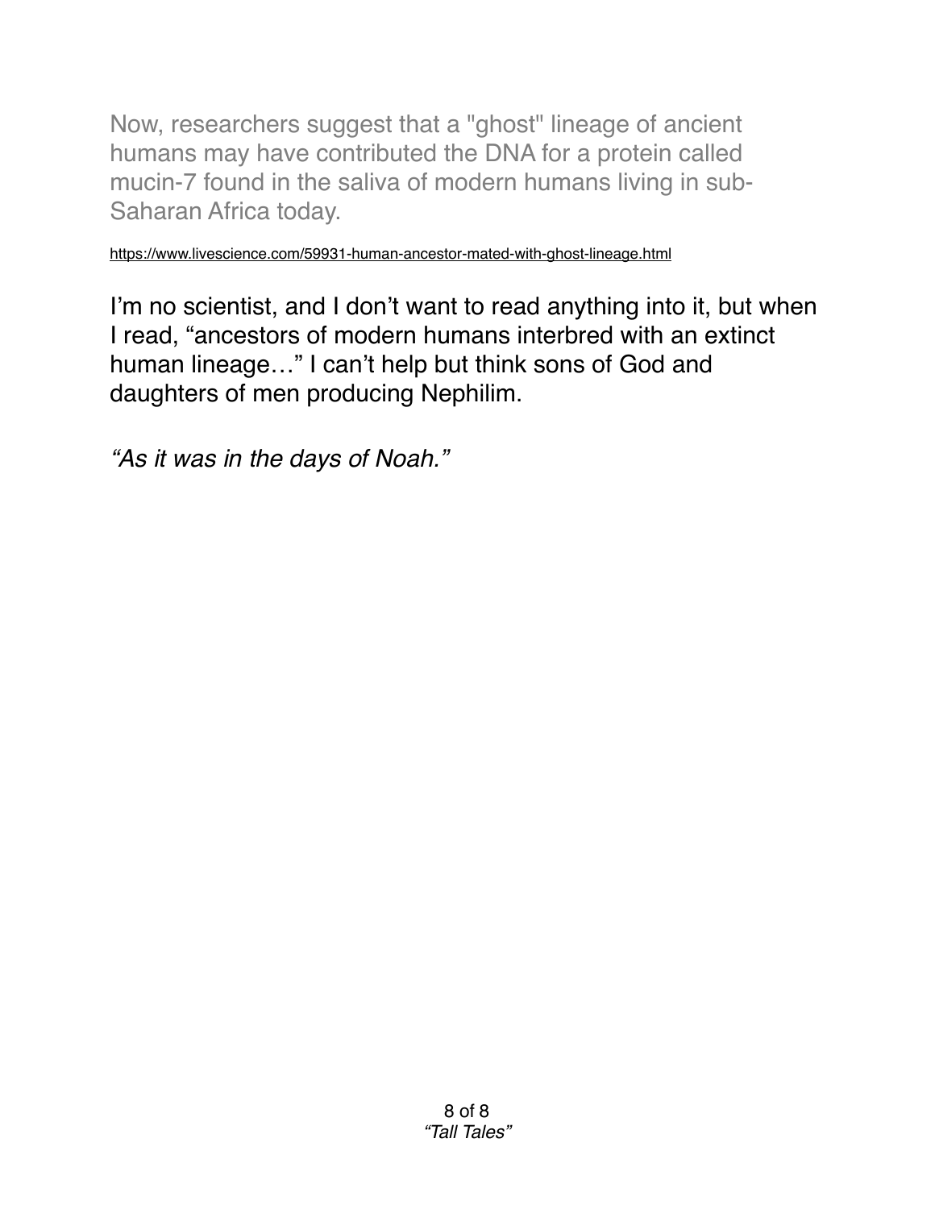Now, researchers suggest that a "ghost" lineage of ancient humans may have contributed the DNA for a protein called mucin-7 found in the saliva of modern humans living in sub-Saharan Africa today.

https://www.livescience.com/59931-human-ancestor-mated-with-ghost-lineage.html

I'm no scientist, and I don't want to read anything into it, but when I read, "ancestors of modern humans interbred with an extinct human lineage…" I can't help but think sons of God and daughters of men producing Nephilim.

*"As it was in the days of Noah."*